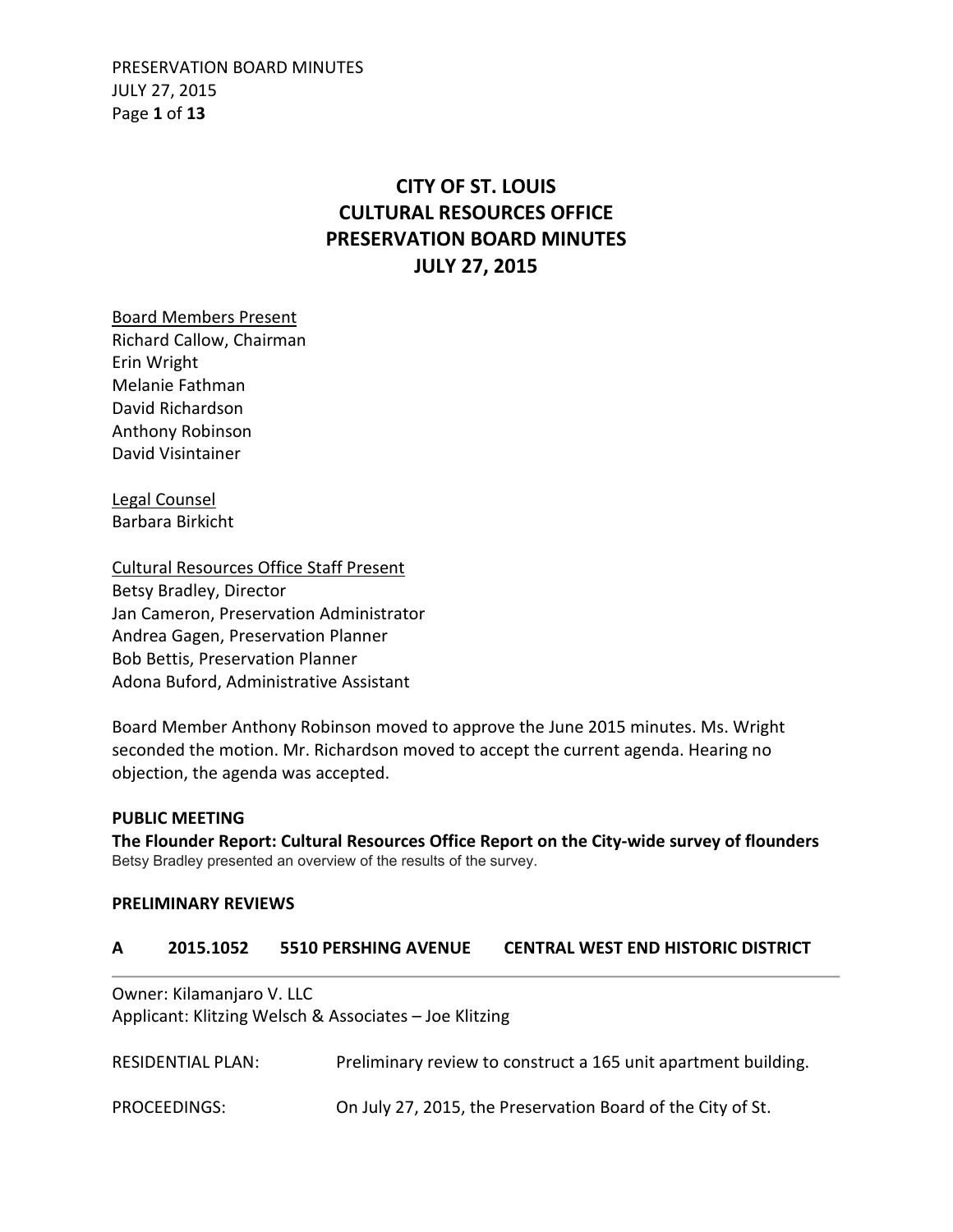# CITY OF ST. LOUIS
# CULTURAL RESOURCES OFFICE
# PRESERVATION BOARD MINUTES
# JULY 27, 2015

Board Members Present
Richard Callow, Chairman
Erin Wright
Melanie Fathman
David Richardson
Anthony Robinson
David Visintainer

Legal Counsel
Barbara Birkicht

Cultural Resources Office Staff Present
Betsy Bradley, Director
Jan Cameron, Preservation Administrator
Andrea Gagen, Preservation Planner
Bob Bettis, Preservation Planner
Adona Buford, Administrative Assistant

Board Member Anthony Robinson moved to approve the June 2015 minutes. Ms. Wright seconded the motion. Mr. Richardson moved to accept the current agenda. Hearing no objection, the agenda was accepted.

**PUBLIC MEETING**

**The Flounder Report: Cultural Resources Office Report on the City-wide survey of flounders**
Betsy Bradley presented an overview of the results of the survey.

**PRELIMINARY REVIEWS**

**A 2015.1052 5510 PERSHING AVENUE CENTRAL WEST END HISTORIC DISTRICT**

Owner: Kilamanjaro V. LLC
Applicant: Klitzing Welsch & Associates – Joe Klitzing

RESIDENTIAL PLAN: Preliminary review to construct a 165 unit apartment building.

PROCEEDINGS: On July 27, 2015, the Preservation Board of the City of St.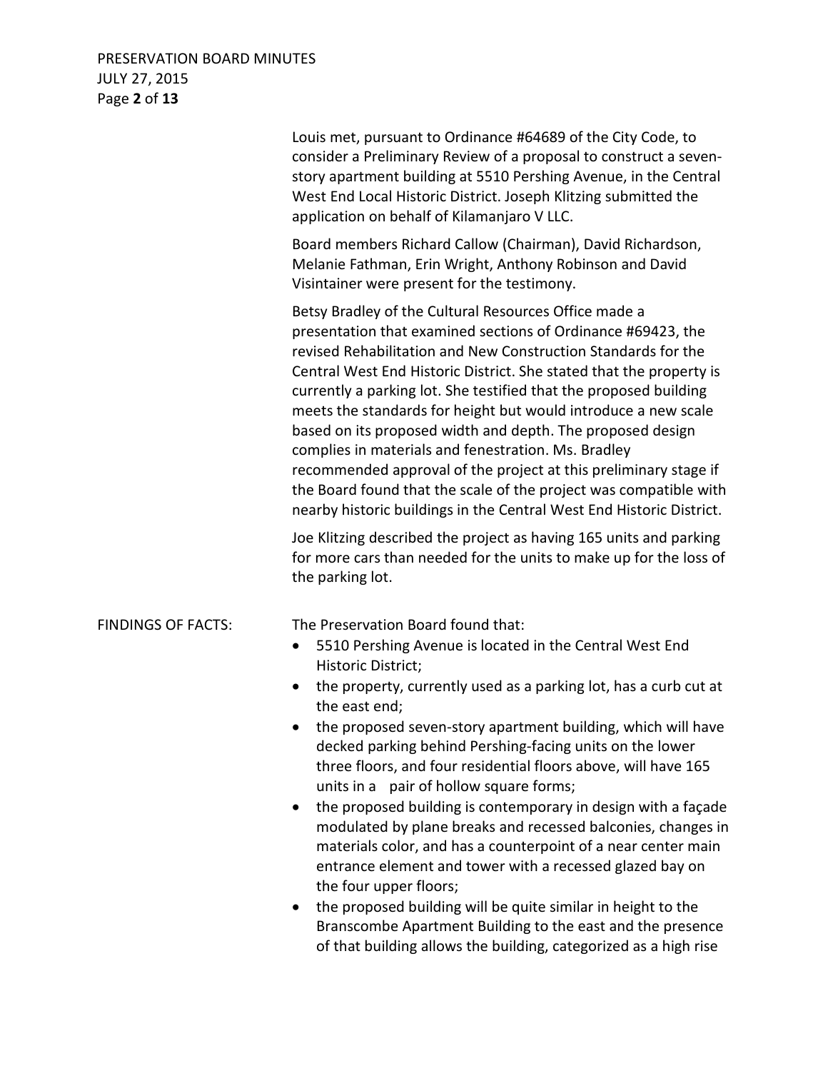Louis met, pursuant to Ordinance #64689 of the City Code, to consider a Preliminary Review of a proposal to construct a seven-story apartment building at 5510 Pershing Avenue, in the Central West End Local Historic District. Joseph Klitzing submitted the application on behalf of Kilamanjaro V LLC.

Board members Richard Callow (Chairman), David Richardson, Melanie Fathman, Erin Wright, Anthony Robinson and David Visintainer were present for the testimony.

Betsy Bradley of the Cultural Resources Office made a presentation that examined sections of Ordinance #69423, the revised Rehabilitation and New Construction Standards for the Central West End Historic District. She stated that the property is currently a parking lot. She testified that the proposed building meets the standards for height but would introduce a new scale based on its proposed width and depth. The proposed design complies in materials and fenestration. Ms. Bradley recommended approval of the project at this preliminary stage if the Board found that the scale of the project was compatible with nearby historic buildings in the Central West End Historic District.

Joe Klitzing described the project as having 165 units and parking for more cars than needed for the units to make up for the loss of the parking lot.

FINDINGS OF FACTS: The Preservation Board found that:

- 5510 Pershing Avenue is located in the Central West End Historic District;
- the property, currently used as a parking lot, has a curb cut at the east end;
- the proposed seven-story apartment building, which will have decked parking behind Pershing-facing units on the lower three floors, and four residential floors above, will have 165 units in a pair of hollow square forms;
- the proposed building is contemporary in design with a façade modulated by plane breaks and recessed balconies, changes in materials color, and has a counterpoint of a near center main entrance element and tower with a recessed glazed bay on the four upper floors;
- the proposed building will be quite similar in height to the Branscombe Apartment Building to the east and the presence of that building allows the building, categorized as a high rise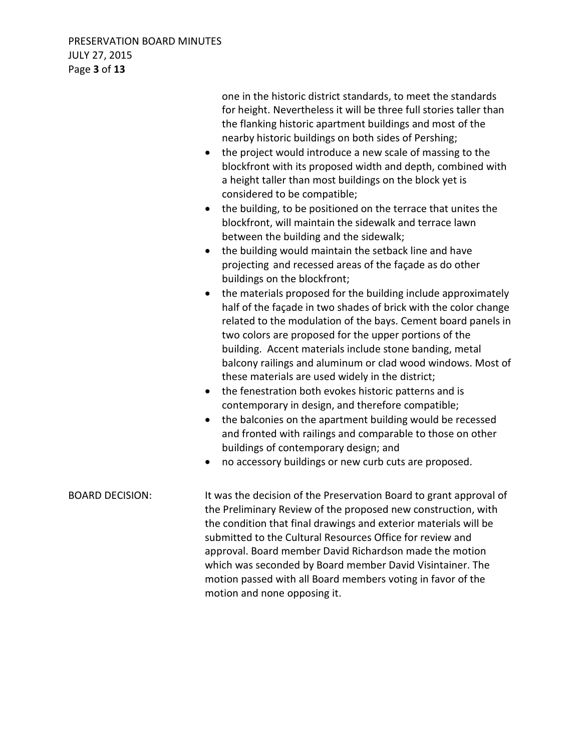one in the historic district standards, to meet the standards for height. Nevertheless it will be three full stories taller than the flanking historic apartment buildings and most of the nearby historic buildings on both sides of Pershing;

- the project would introduce a new scale of massing to the blockfront with its proposed width and depth, combined with a height taller than most buildings on the block yet is considered to be compatible;
- the building, to be positioned on the terrace that unites the blockfront, will maintain the sidewalk and terrace lawn between the building and the sidewalk;
- the building would maintain the setback line and have projecting and recessed areas of the façade as do other buildings on the blockfront;
- the materials proposed for the building include approximately half of the façade in two shades of brick with the color change related to the modulation of the bays. Cement board panels in two colors are proposed for the upper portions of the building. Accent materials include stone banding, metal balcony railings and aluminum or clad wood windows. Most of these materials are used widely in the district;
- the fenestration both evokes historic patterns and is contemporary in design, and therefore compatible;
- the balconies on the apartment building would be recessed and fronted with railings and comparable to those on other buildings of contemporary design; and
- no accessory buildings or new curb cuts are proposed.

BOARD DECISION: It was the decision of the Preservation Board to grant approval of the Preliminary Review of the proposed new construction, with the condition that final drawings and exterior materials will be submitted to the Cultural Resources Office for review and approval. Board member David Richardson made the motion which was seconded by Board member David Visintainer. The motion passed with all Board members voting in favor of the motion and none opposing it.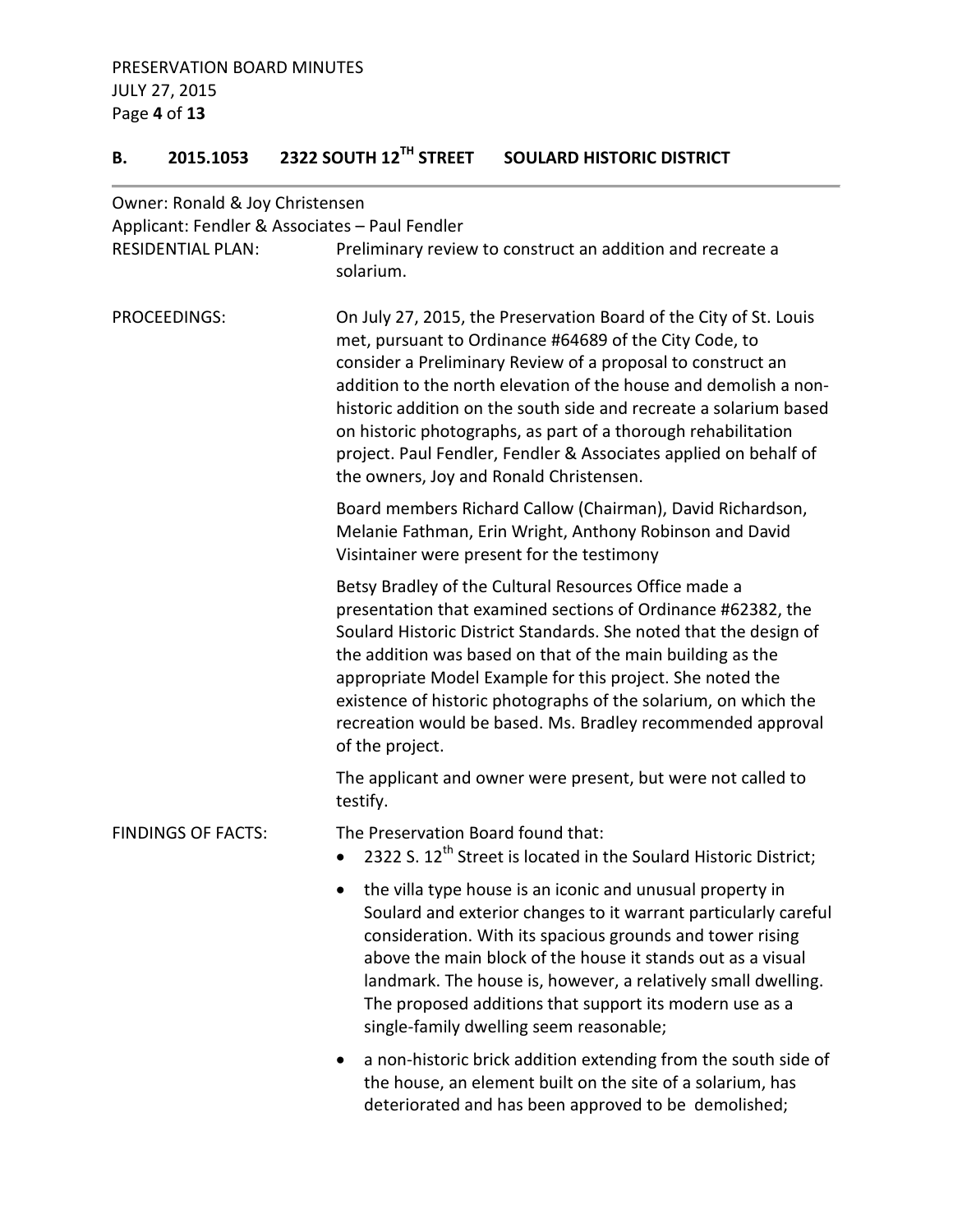## B. 2015.1053 2322 SOUTH 12TH STREET SOULARD HISTORIC DISTRICT

Owner: Ronald & Joy Christensen
Applicant: Fendler & Associates – Paul Fendler

**RESIDENTIAL PLAN:** Preliminary review to construct an addition and recreate a solarium.

**PROCEEDINGS:** On July 27, 2015, the Preservation Board of the City of St. Louis met, pursuant to Ordinance #64689 of the City Code, to consider a Preliminary Review of a proposal to construct an addition to the north elevation of the house and demolish a non-historic addition on the south side and recreate a solarium based on historic photographs, as part of a thorough rehabilitation project. Paul Fendler, Fendler & Associates applied on behalf of the owners, Joy and Ronald Christensen.

Board members Richard Callow (Chairman), David Richardson, Melanie Fathman, Erin Wright, Anthony Robinson and David Visintainer were present for the testimony

Betsy Bradley of the Cultural Resources Office made a presentation that examined sections of Ordinance #62382, the Soulard Historic District Standards. She noted that the design of the addition was based on that of the main building as the appropriate Model Example for this project. She noted the existence of historic photographs of the solarium, on which the recreation would be based. Ms. Bradley recommended approval of the project.

The applicant and owner were present, but were not called to testify.

**FINDINGS OF FACTS:** The Preservation Board found that:

- 2322 S. 12th Street is located in the Soulard Historic District;
- the villa type house is an iconic and unusual property in Soulard and exterior changes to it warrant particularly careful consideration. With its spacious grounds and tower rising above the main block of the house it stands out as a visual landmark. The house is, however, a relatively small dwelling. The proposed additions that support its modern use as a single-family dwelling seem reasonable;
- a non-historic brick addition extending from the south side of the house, an element built on the site of a solarium, has deteriorated and has been approved to be demolished;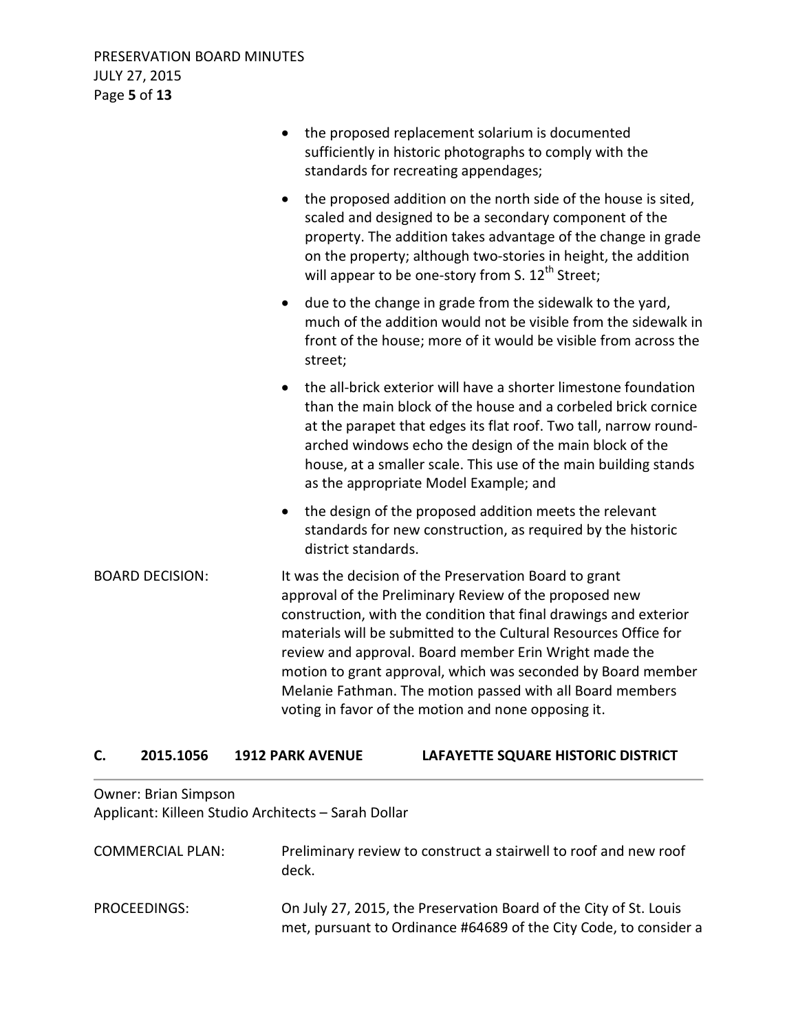- the proposed replacement solarium is documented sufficiently in historic photographs to comply with the standards for recreating appendages;
- the proposed addition on the north side of the house is sited, scaled and designed to be a secondary component of the property. The addition takes advantage of the change in grade on the property; although two-stories in height, the addition will appear to be one-story from S. 12th Street;
- due to the change in grade from the sidewalk to the yard, much of the addition would not be visible from the sidewalk in front of the house; more of it would be visible from across the street;
- the all-brick exterior will have a shorter limestone foundation than the main block of the house and a corbeled brick cornice at the parapet that edges its flat roof. Two tall, narrow round-arched windows echo the design of the main block of the house, at a smaller scale. This use of the main building stands as the appropriate Model Example; and
- the design of the proposed addition meets the relevant standards for new construction, as required by the historic district standards.

BOARD DECISION: It was the decision of the Preservation Board to grant approval of the Preliminary Review of the proposed new construction, with the condition that final drawings and exterior materials will be submitted to the Cultural Resources Office for review and approval. Board member Erin Wright made the motion to grant approval, which was seconded by Board member Melanie Fathman. The motion passed with all Board members voting in favor of the motion and none opposing it.

## C. 2015.1056 1912 PARK AVENUE LAFAYETTE SQUARE HISTORIC DISTRICT

Owner: Brian Simpson
Applicant: Killeen Studio Architects – Sarah Dollar

COMMERCIAL PLAN: Preliminary review to construct a stairwell to roof and new roof deck.

PROCEEDINGS: On July 27, 2015, the Preservation Board of the City of St. Louis met, pursuant to Ordinance #64689 of the City Code, to consider a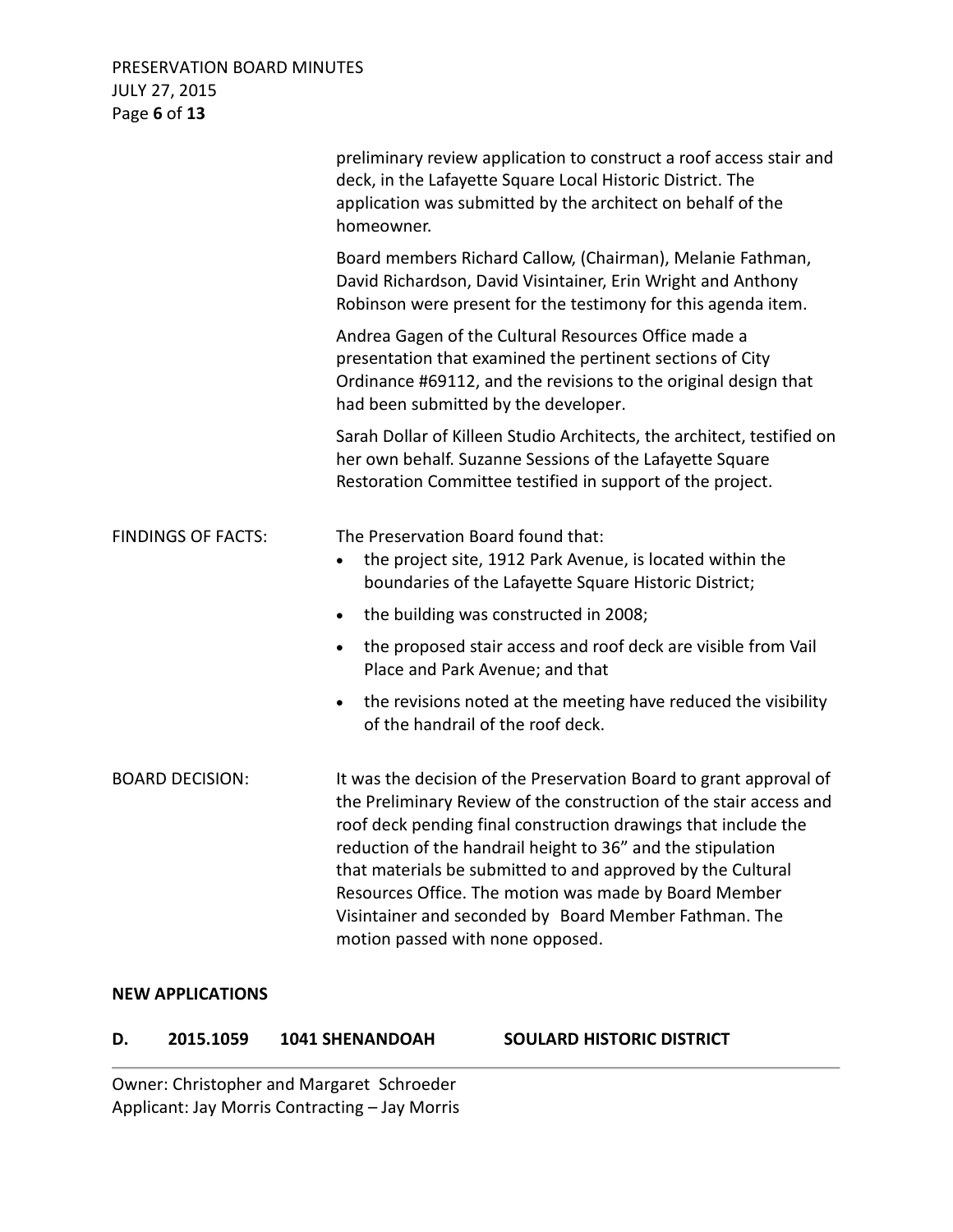preliminary review application to construct a roof access stair and deck, in the Lafayette Square Local Historic District. The application was submitted by the architect on behalf of the homeowner.

Board members Richard Callow, (Chairman), Melanie Fathman, David Richardson, David Visintainer, Erin Wright and Anthony Robinson were present for the testimony for this agenda item.

Andrea Gagen of the Cultural Resources Office made a presentation that examined the pertinent sections of City Ordinance #69112, and the revisions to the original design that had been submitted by the developer.

Sarah Dollar of Killeen Studio Architects, the architect, testified on her own behalf. Suzanne Sessions of the Lafayette Square Restoration Committee testified in support of the project.

FINDINGS OF FACTS: The Preservation Board found that:

- the project site, 1912 Park Avenue, is located within the boundaries of the Lafayette Square Historic District;
- the building was constructed in 2008;
- the proposed stair access and roof deck are visible from Vail Place and Park Avenue; and that
- the revisions noted at the meeting have reduced the visibility of the handrail of the roof deck.

BOARD DECISION: It was the decision of the Preservation Board to grant approval of the Preliminary Review of the construction of the stair access and roof deck pending final construction drawings that include the reduction of the handrail height to 36" and the stipulation that materials be submitted to and approved by the Cultural Resources Office. The motion was made by Board Member Visintainer and seconded by Board Member Fathman. The motion passed with none opposed.

**NEW APPLICATIONS**

**D. 2015.1059 1041 SHENANDOAH SOULARD HISTORIC DISTRICT**

Owner: Christopher and Margaret Schroeder
Applicant: Jay Morris Contracting – Jay Morris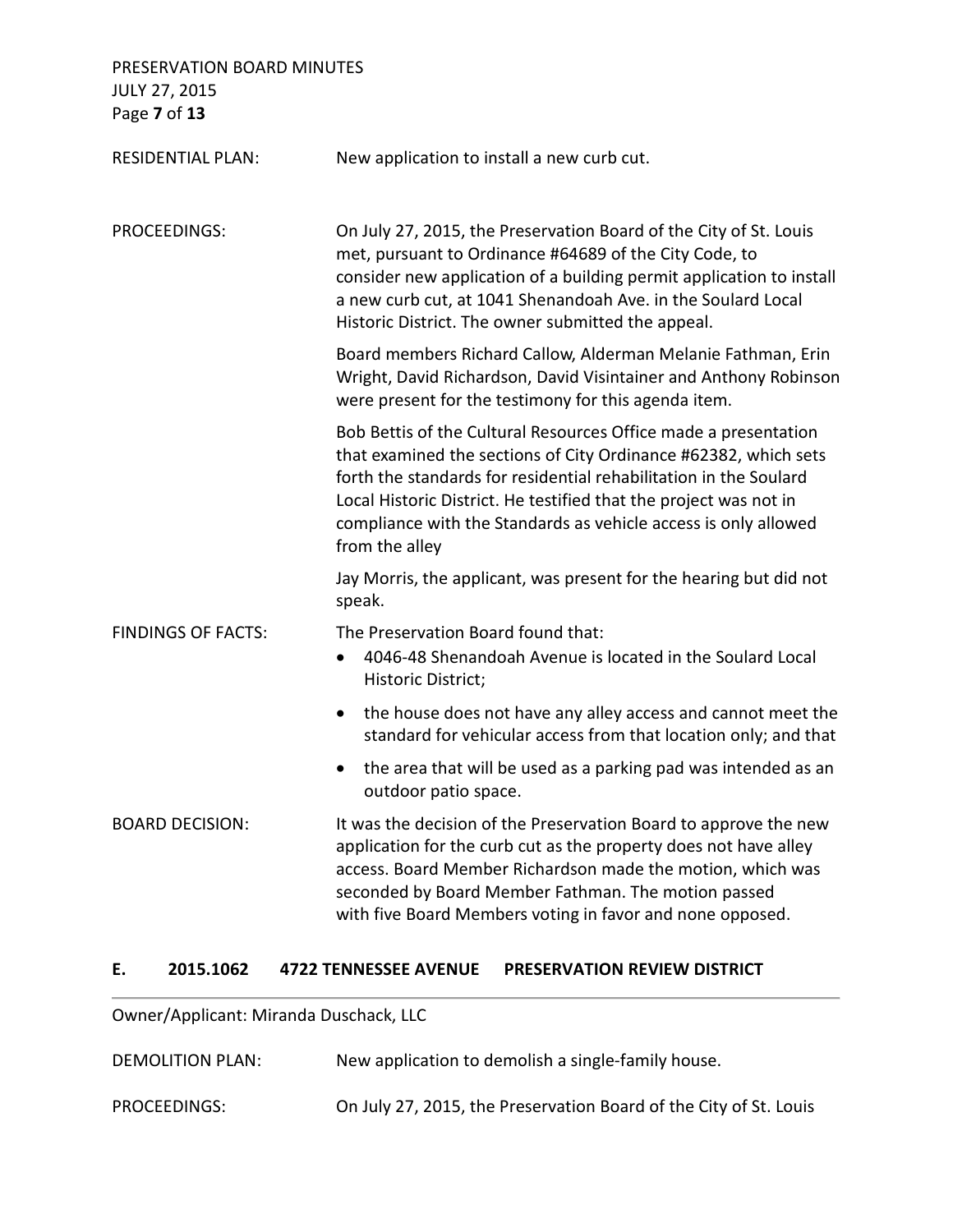| | |
|---|---|
| RESIDENTIAL PLAN: | New application to install a new curb cut. |
| PROCEEDINGS: | On July 27, 2015, the Preservation Board of the City of St. Louis met, pursuant to Ordinance #64689 of the City Code, to consider new application of a building permit application to install a new curb cut, at 1041 Shenandoah Ave. in the Soulard Local Historic District. The owner submitted the appeal. |

Board members Richard Callow, Alderman Melanie Fathman, Erin Wright, David Richardson, David Visintainer and Anthony Robinson were present for the testimony for this agenda item.

Bob Bettis of the Cultural Resources Office made a presentation that examined the sections of City Ordinance #62382, which sets forth the standards for residential rehabilitation in the Soulard Local Historic District. He testified that the project was not in compliance with the Standards as vehicle access is only allowed from the alley

Jay Morris, the applicant, was present for the hearing but did not speak.

FINDINGS OF FACTS: The Preservation Board found that:

- 4046-48 Shenandoah Avenue is located in the Soulard Local Historic District;
- the house does not have any alley access and cannot meet the standard for vehicular access from that location only; and that
- the area that will be used as a parking pad was intended as an outdoor patio space.

BOARD DECISION: It was the decision of the Preservation Board to approve the new application for the curb cut as the property does not have alley access. Board Member Richardson made the motion, which was seconded by Board Member Fathman. The motion passed with five Board Members voting in favor and none opposed.

## E. 2015.1062 4722 TENNESSEE AVENUE PRESERVATION REVIEW DISTRICT

Owner/Applicant: Miranda Duschack, LLC

DEMOLITION PLAN: New application to demolish a single-family house.

PROCEEDINGS: On July 27, 2015, the Preservation Board of the City of St. Louis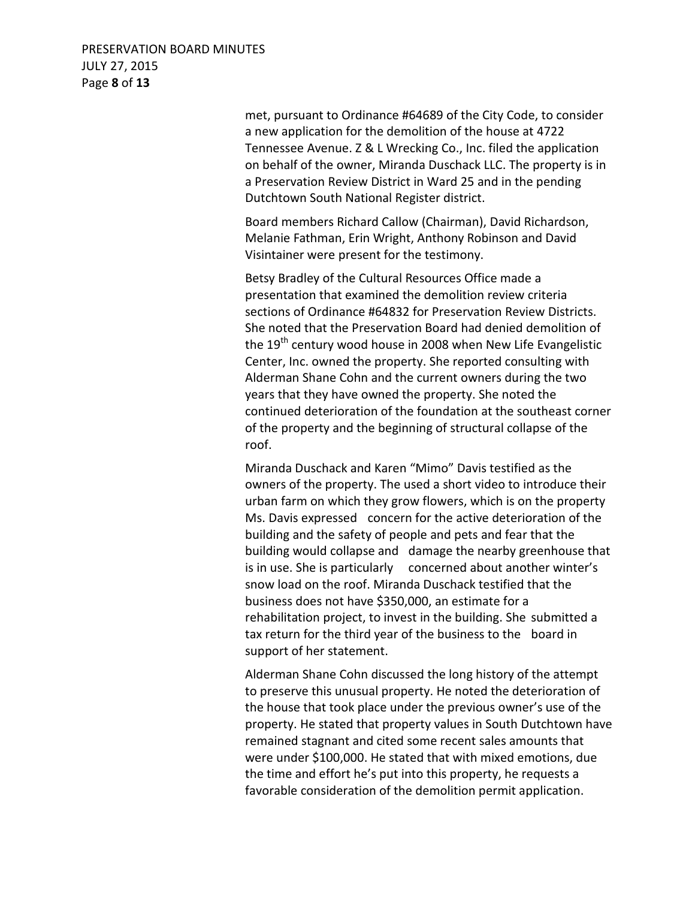met, pursuant to Ordinance #64689 of the City Code, to consider a new application for the demolition of the house at 4722 Tennessee Avenue. Z & L Wrecking Co., Inc. filed the application on behalf of the owner, Miranda Duschack LLC. The property is in a Preservation Review District in Ward 25 and in the pending Dutchtown South National Register district.

Board members Richard Callow (Chairman), David Richardson, Melanie Fathman, Erin Wright, Anthony Robinson and David Visintainer were present for the testimony.

Betsy Bradley of the Cultural Resources Office made a presentation that examined the demolition review criteria sections of Ordinance #64832 for Preservation Review Districts. She noted that the Preservation Board had denied demolition of the 19th century wood house in 2008 when New Life Evangelistic Center, Inc. owned the property. She reported consulting with Alderman Shane Cohn and the current owners during the two years that they have owned the property. She noted the continued deterioration of the foundation at the southeast corner of the property and the beginning of structural collapse of the roof.

Miranda Duschack and Karen "Mimo" Davis testified as the owners of the property. The used a short video to introduce their urban farm on which they grow flowers, which is on the property Ms. Davis expressed concern for the active deterioration of the building and the safety of people and pets and fear that the building would collapse and damage the nearby greenhouse that is in use. She is particularly concerned about another winter's snow load on the roof. Miranda Duschack testified that the business does not have $350,000, an estimate for a rehabilitation project, to invest in the building. She submitted a tax return for the third year of the business to the board in support of her statement.

Alderman Shane Cohn discussed the long history of the attempt to preserve this unusual property. He noted the deterioration of the house that took place under the previous owner's use of the property. He stated that property values in South Dutchtown have remained stagnant and cited some recent sales amounts that were under $100,000. He stated that with mixed emotions, due the time and effort he's put into this property, he requests a favorable consideration of the demolition permit application.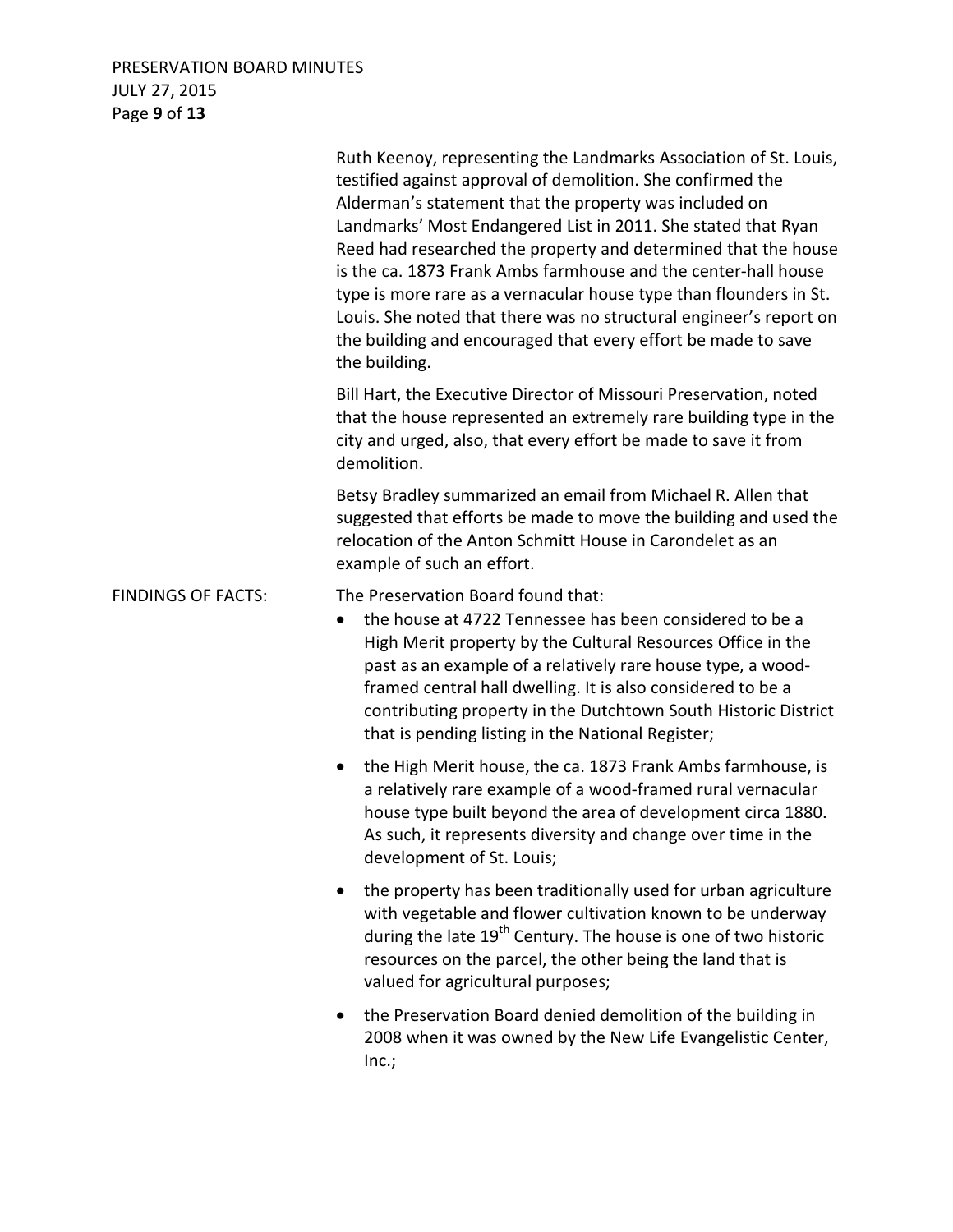Ruth Keenoy, representing the Landmarks Association of St. Louis, testified against approval of demolition. She confirmed the Alderman's statement that the property was included on Landmarks' Most Endangered List in 2011. She stated that Ryan Reed had researched the property and determined that the house is the ca. 1873 Frank Ambs farmhouse and the center-hall house type is more rare as a vernacular house type than flounders in St. Louis. She noted that there was no structural engineer's report on the building and encouraged that every effort be made to save the building.

Bill Hart, the Executive Director of Missouri Preservation, noted that the house represented an extremely rare building type in the city and urged, also, that every effort be made to save it from demolition.

Betsy Bradley summarized an email from Michael R. Allen that suggested that efforts be made to move the building and used the relocation of the Anton Schmitt House in Carondelet as an example of such an effort.

FINDINGS OF FACTS: The Preservation Board found that:

- the house at 4722 Tennessee has been considered to be a High Merit property by the Cultural Resources Office in the past as an example of a relatively rare house type, a wood-framed central hall dwelling. It is also considered to be a contributing property in the Dutchtown South Historic District that is pending listing in the National Register;
- the High Merit house, the ca. 1873 Frank Ambs farmhouse, is a relatively rare example of a wood-framed rural vernacular house type built beyond the area of development circa 1880. As such, it represents diversity and change over time in the development of St. Louis;
- the property has been traditionally used for urban agriculture with vegetable and flower cultivation known to be underway during the late 19th Century. The house is one of two historic resources on the parcel, the other being the land that is valued for agricultural purposes;
- the Preservation Board denied demolition of the building in 2008 when it was owned by the New Life Evangelistic Center, Inc.;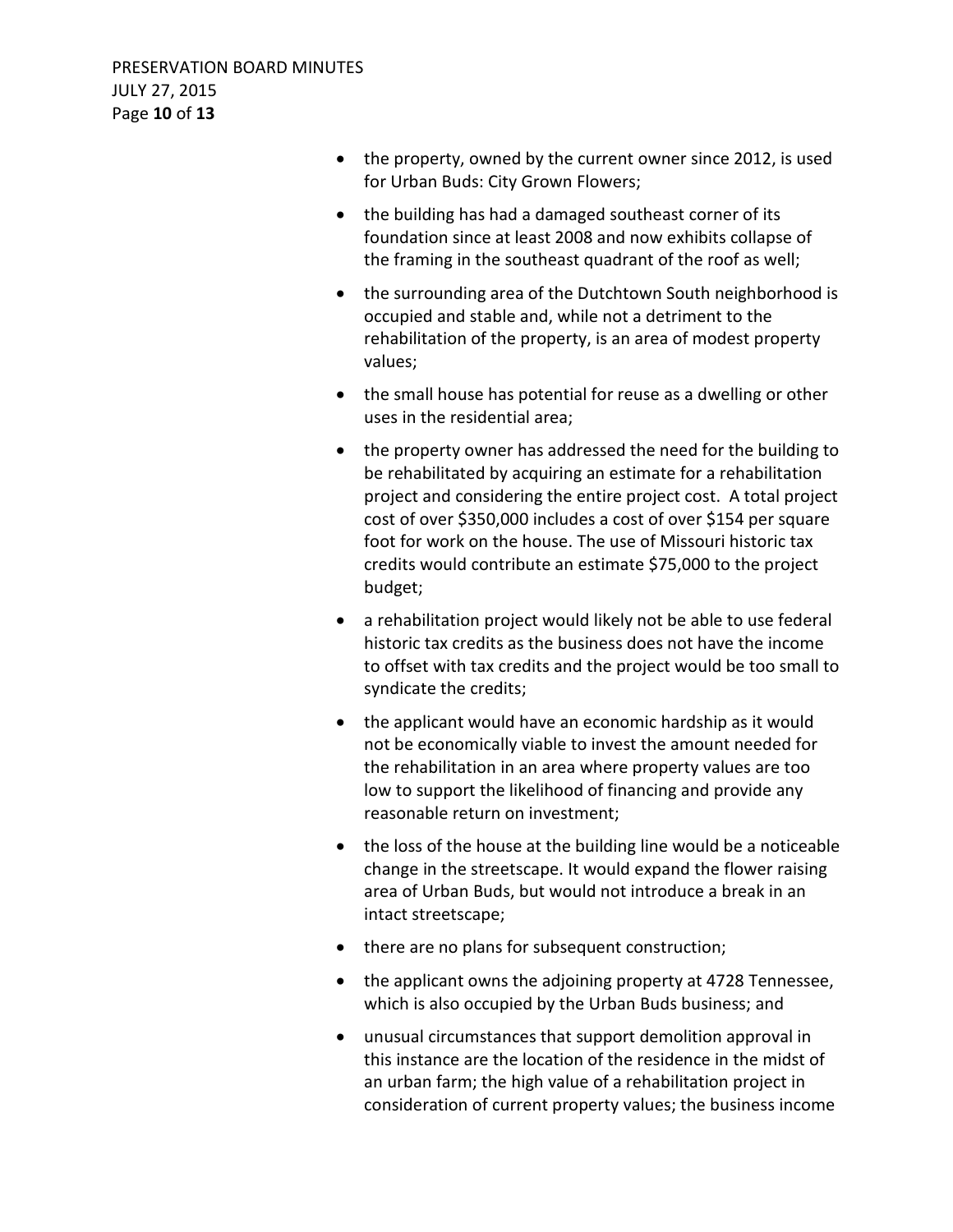- the property, owned by the current owner since 2012, is used for Urban Buds: City Grown Flowers;
- the building has had a damaged southeast corner of its foundation since at least 2008 and now exhibits collapse of the framing in the southeast quadrant of the roof as well;
- the surrounding area of the Dutchtown South neighborhood is occupied and stable and, while not a detriment to the rehabilitation of the property, is an area of modest property values;
- the small house has potential for reuse as a dwelling or other uses in the residential area;
- the property owner has addressed the need for the building to be rehabilitated by acquiring an estimate for a rehabilitation project and considering the entire project cost. A total project cost of over $350,000 includes a cost of over $154 per square foot for work on the house. The use of Missouri historic tax credits would contribute an estimate $75,000 to the project budget;
- a rehabilitation project would likely not be able to use federal historic tax credits as the business does not have the income to offset with tax credits and the project would be too small to syndicate the credits;
- the applicant would have an economic hardship as it would not be economically viable to invest the amount needed for the rehabilitation in an area where property values are too low to support the likelihood of financing and provide any reasonable return on investment;
- the loss of the house at the building line would be a noticeable change in the streetscape. It would expand the flower raising area of Urban Buds, but would not introduce a break in an intact streetscape;
- there are no plans for subsequent construction;
- the applicant owns the adjoining property at 4728 Tennessee, which is also occupied by the Urban Buds business; and
- unusual circumstances that support demolition approval in this instance are the location of the residence in the midst of an urban farm; the high value of a rehabilitation project in consideration of current property values; the business income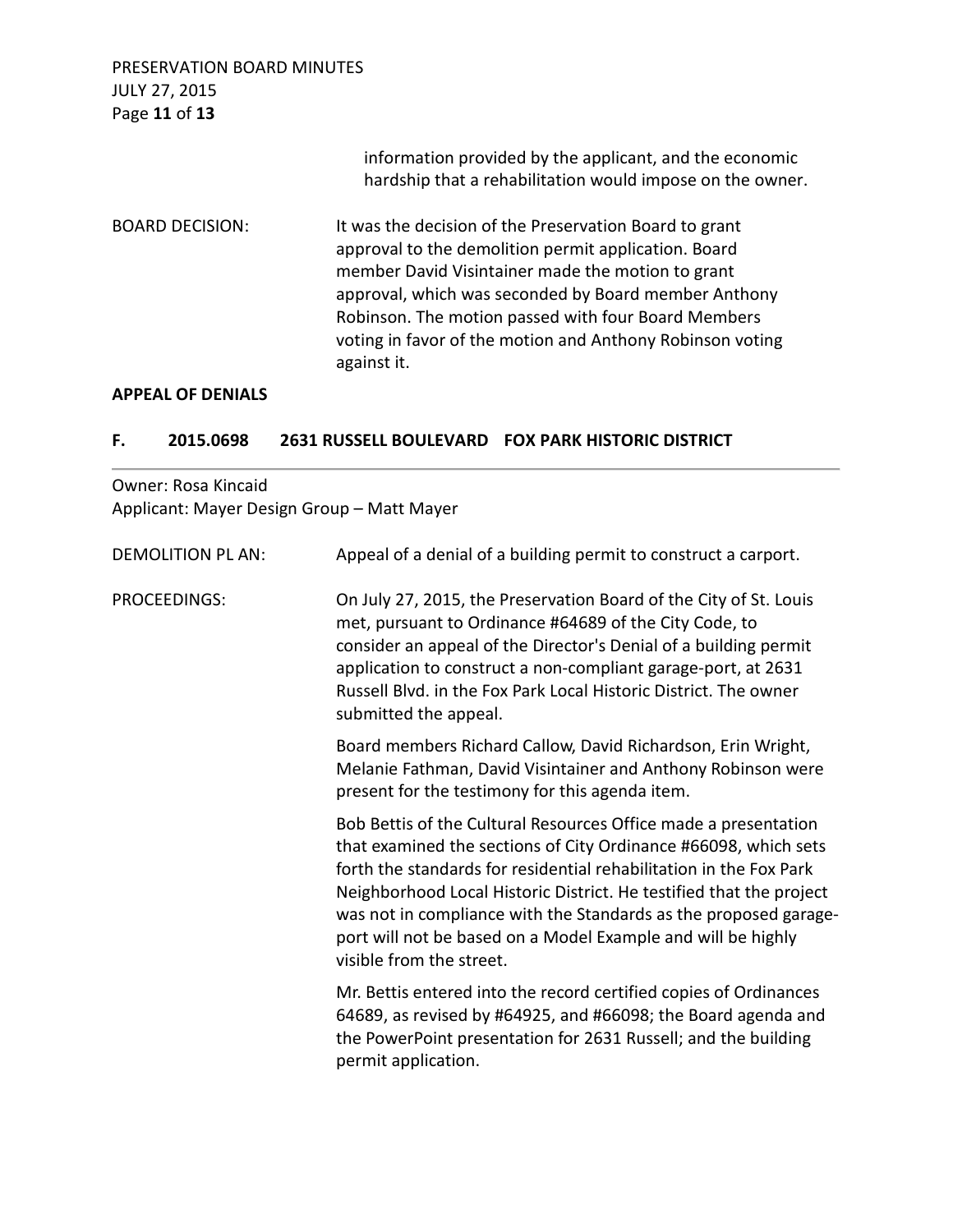information provided by the applicant, and the economic hardship that a rehabilitation would impose on the owner.

BOARD DECISION: It was the decision of the Preservation Board to grant approval to the demolition permit application. Board member David Visintainer made the motion to grant approval, which was seconded by Board member Anthony Robinson. The motion passed with four Board Members voting in favor of the motion and Anthony Robinson voting against it.

**APPEAL OF DENIALS**

## F. 2015.0698 2631 RUSSELL BOULEVARD FOX PARK HISTORIC DISTRICT

Owner: Rosa Kincaid
Applicant: Mayer Design Group – Matt Mayer

DEMOLITION PL AN: Appeal of a denial of a building permit to construct a carport.

PROCEEDINGS: On July 27, 2015, the Preservation Board of the City of St. Louis met, pursuant to Ordinance #64689 of the City Code, to consider an appeal of the Director's Denial of a building permit application to construct a non-compliant garage-port, at 2631 Russell Blvd. in the Fox Park Local Historic District. The owner submitted the appeal.

Board members Richard Callow, David Richardson, Erin Wright, Melanie Fathman, David Visintainer and Anthony Robinson were present for the testimony for this agenda item.

Bob Bettis of the Cultural Resources Office made a presentation that examined the sections of City Ordinance #66098, which sets forth the standards for residential rehabilitation in the Fox Park Neighborhood Local Historic District. He testified that the project was not in compliance with the Standards as the proposed garage-port will not be based on a Model Example and will be highly visible from the street.

Mr. Bettis entered into the record certified copies of Ordinances 64689, as revised by #64925, and #66098; the Board agenda and the PowerPoint presentation for 2631 Russell; and the building permit application.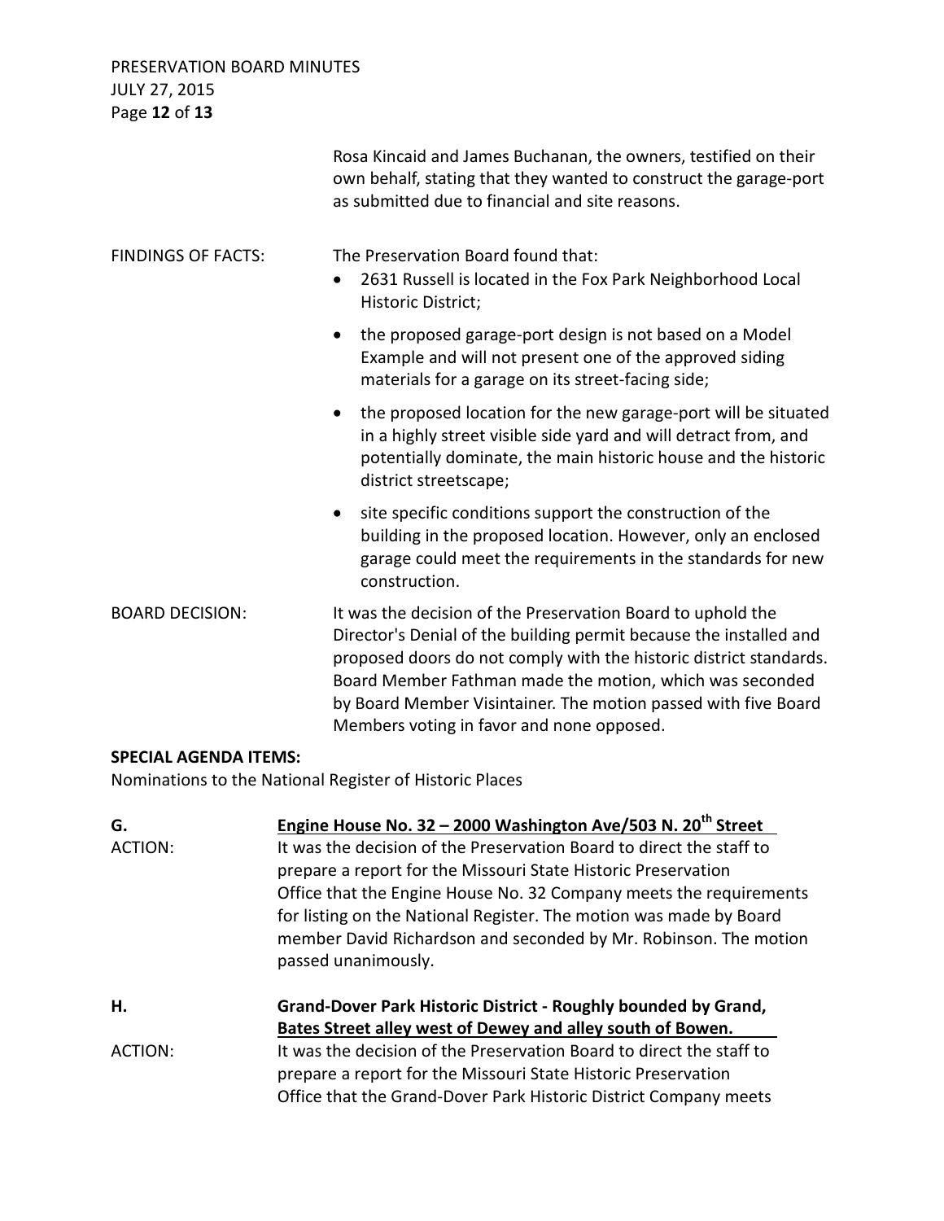Rosa Kincaid and James Buchanan, the owners, testified on their own behalf, stating that they wanted to construct the garage-port as submitted due to financial and site reasons.

FINDINGS OF FACTS: The Preservation Board found that:

- 2631 Russell is located in the Fox Park Neighborhood Local Historic District;
- the proposed garage-port design is not based on a Model Example and will not present one of the approved siding materials for a garage on its street-facing side;
- the proposed location for the new garage-port will be situated in a highly street visible side yard and will detract from, and potentially dominate, the main historic house and the historic district streetscape;
- site specific conditions support the construction of the building in the proposed location. However, only an enclosed garage could meet the requirements in the standards for new construction.

BOARD DECISION: It was the decision of the Preservation Board to uphold the Director's Denial of the building permit because the installed and proposed doors do not comply with the historic district standards. Board Member Fathman made the motion, which was seconded by Board Member Visintainer. The motion passed with five Board Members voting in favor and none opposed.

**SPECIAL AGENDA ITEMS:**

Nominations to the National Register of Historic Places

**G. Engine House No. 32 – 2000 Washington Ave/503 N. 20th Street**

ACTION: It was the decision of the Preservation Board to direct the staff to prepare a report for the Missouri State Historic Preservation Office that the Engine House No. 32 Company meets the requirements for listing on the National Register. The motion was made by Board member David Richardson and seconded by Mr. Robinson. The motion passed unanimously.

**H. Grand-Dover Park Historic District - Roughly bounded by Grand, Bates Street alley west of Dewey and alley south of Bowen.**

ACTION: It was the decision of the Preservation Board to direct the staff to prepare a report for the Missouri State Historic Preservation Office that the Grand-Dover Park Historic District Company meets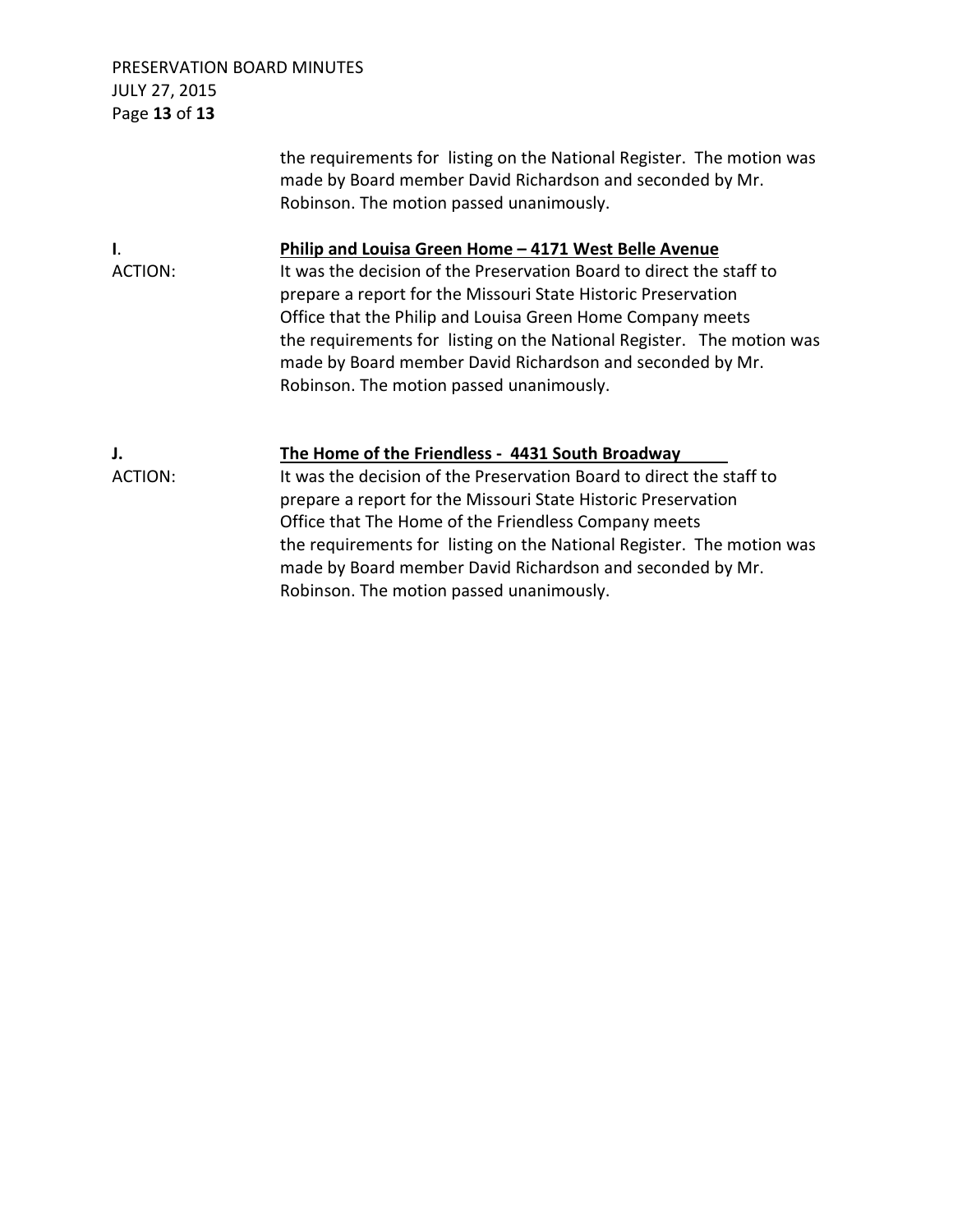the requirements for listing on the National Register. The motion was made by Board member David Richardson and seconded by Mr. Robinson. The motion passed unanimously.

**I. Philip and Louisa Green Home – 4171 West Belle Avenue**

ACTION: It was the decision of the Preservation Board to direct the staff to prepare a report for the Missouri State Historic Preservation Office that the Philip and Louisa Green Home Company meets the requirements for listing on the National Register. The motion was made by Board member David Richardson and seconded by Mr. Robinson. The motion passed unanimously.

**J. The Home of the Friendless - 4431 South Broadway**

ACTION: It was the decision of the Preservation Board to direct the staff to prepare a report for the Missouri State Historic Preservation Office that The Home of the Friendless Company meets the requirements for listing on the National Register. The motion was made by Board member David Richardson and seconded by Mr. Robinson. The motion passed unanimously.